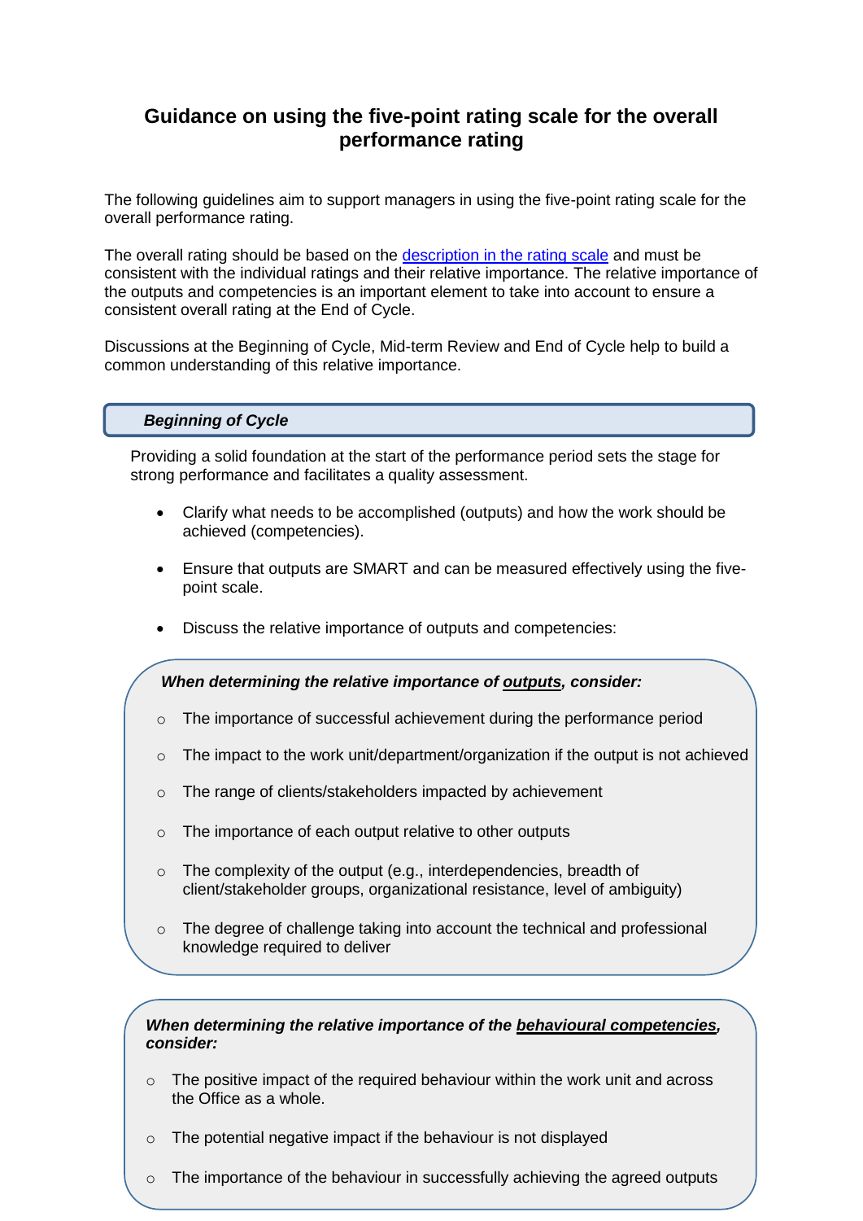# Guidance on using the five-point rating scale for the overall performance rating

The following guidelines aim to support managers in using the five-point rating scale for the overall performance rating.

The overall rating should be based on the [description in the rating scale]() and must be consistent with the individual ratings and their relative importance. The relative importance of the outputs and competencies is an important element to take into account to ensure a consistent overall rating at the End of Cycle.

Discussions at the Beginning of Cycle, Mid-term Review and End of Cycle help to build a common understanding of this relative importance.

## *Beginning of Cycle*

Providing a solid foundation at the start of the performance period sets the stage for strong performance and facilitates a quality assessment.

- Clarify what needs to be accomplished (outputs) and how the work should be achieved (competencies).
- Ensure that outputs are SMART and can be measured effectively using the five-point scale.
- Discuss the relative importance of outputs and competencies:

***When determining the relative importance of <u>outputs</u>, consider:***

- The importance of successful achievement during the performance period
- The impact to the work unit/department/organization if the output is not achieved
- The range of clients/stakeholders impacted by achievement
- The importance of each output relative to other outputs
- The complexity of the output (e.g., interdependencies, breadth of client/stakeholder groups, organizational resistance, level of ambiguity)
- The degree of challenge taking into account the technical and professional knowledge required to deliver

***When determining the relative importance of the <u>behavioural competencies</u>, consider:***

- The positive impact of the required behaviour within the work unit and across the Office as a whole.
- The potential negative impact if the behaviour is not displayed
- The importance of the behaviour in successfully achieving the agreed outputs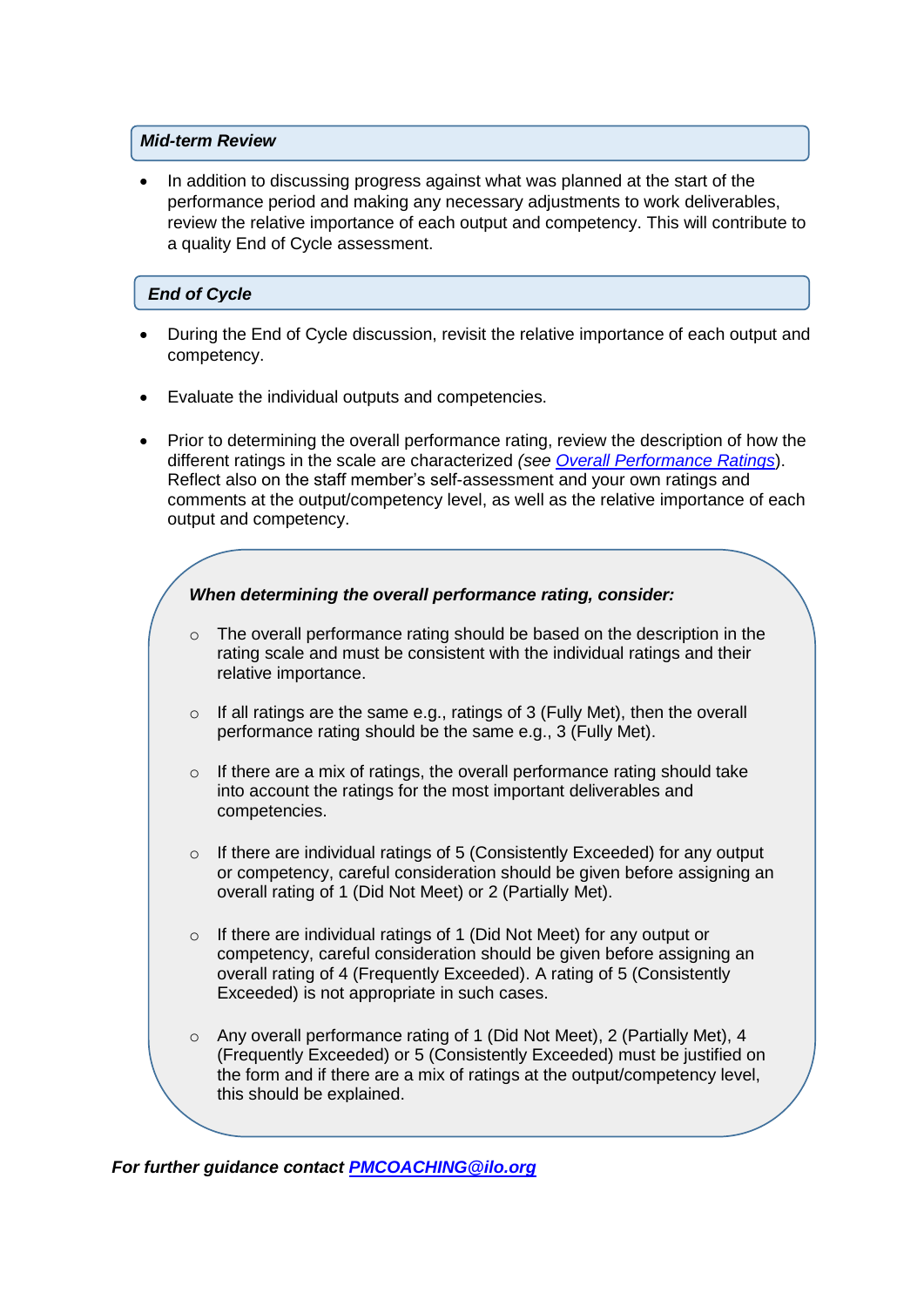### *Mid-term Review*

- In addition to discussing progress against what was planned at the start of the performance period and making any necessary adjustments to work deliverables, review the relative importance of each output and competency. This will contribute to a quality End of Cycle assessment.

### *End of Cycle*

- During the End of Cycle discussion, revisit the relative importance of each output and competency.
- Evaluate the individual outputs and competencies.
- Prior to determining the overall performance rating, review the description of how the different ratings in the scale are characterized *(see [Overall Performance Ratings](#))*. Reflect also on the staff member's self-assessment and your own ratings and comments at the output/competency level, as well as the relative importance of each output and competency.

***When determining the overall performance rating, consider:***

- The overall performance rating should be based on the description in the rating scale and must be consistent with the individual ratings and their relative importance.
- If all ratings are the same e.g., ratings of 3 (Fully Met), then the overall performance rating should be the same e.g., 3 (Fully Met).
- If there are a mix of ratings, the overall performance rating should take into account the ratings for the most important deliverables and competencies.
- If there are individual ratings of 5 (Consistently Exceeded) for any output or competency, careful consideration should be given before assigning an overall rating of 1 (Did Not Meet) or 2 (Partially Met).
- If there are individual ratings of 1 (Did Not Meet) for any output or competency, careful consideration should be given before assigning an overall rating of 4 (Frequently Exceeded). A rating of 5 (Consistently Exceeded) is not appropriate in such cases.
- Any overall performance rating of 1 (Did Not Meet), 2 (Partially Met), 4 (Frequently Exceeded) or 5 (Consistently Exceeded) must be justified on the form and if there are a mix of ratings at the output/competency level, this should be explained.

***For further guidance contact [PMCOACHING@ilo.org](mailto:PMCOACHING@ilo.org)***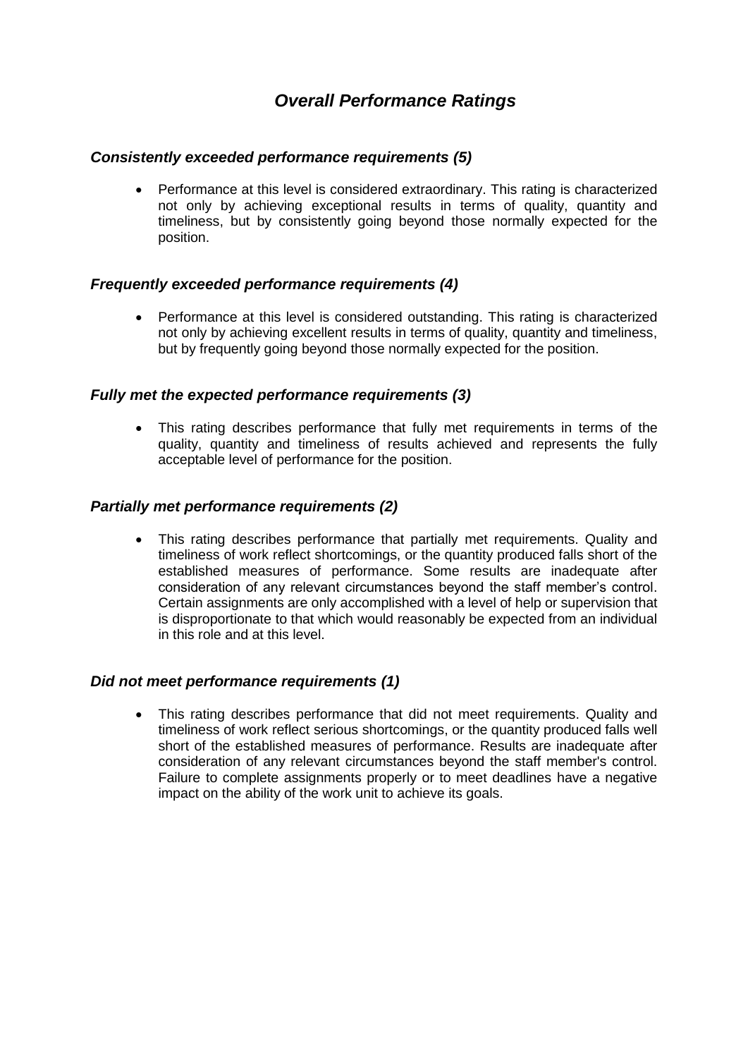# *Overall Performance Ratings*

### *Consistently exceeded performance requirements (5)*

- Performance at this level is considered extraordinary. This rating is characterized not only by achieving exceptional results in terms of quality, quantity and timeliness, but by consistently going beyond those normally expected for the position.

### *Frequently exceeded performance requirements (4)*

- Performance at this level is considered outstanding. This rating is characterized not only by achieving excellent results in terms of quality, quantity and timeliness, but by frequently going beyond those normally expected for the position.

### *Fully met the expected performance requirements (3)*

- This rating describes performance that fully met requirements in terms of the quality, quantity and timeliness of results achieved and represents the fully acceptable level of performance for the position.

### *Partially met performance requirements (2)*

- This rating describes performance that partially met requirements. Quality and timeliness of work reflect shortcomings, or the quantity produced falls short of the established measures of performance. Some results are inadequate after consideration of any relevant circumstances beyond the staff member's control. Certain assignments are only accomplished with a level of help or supervision that is disproportionate to that which would reasonably be expected from an individual in this role and at this level.

### *Did not meet performance requirements (1)*

- This rating describes performance that did not meet requirements. Quality and timeliness of work reflect serious shortcomings, or the quantity produced falls well short of the established measures of performance. Results are inadequate after consideration of any relevant circumstances beyond the staff member's control. Failure to complete assignments properly or to meet deadlines have a negative impact on the ability of the work unit to achieve its goals.